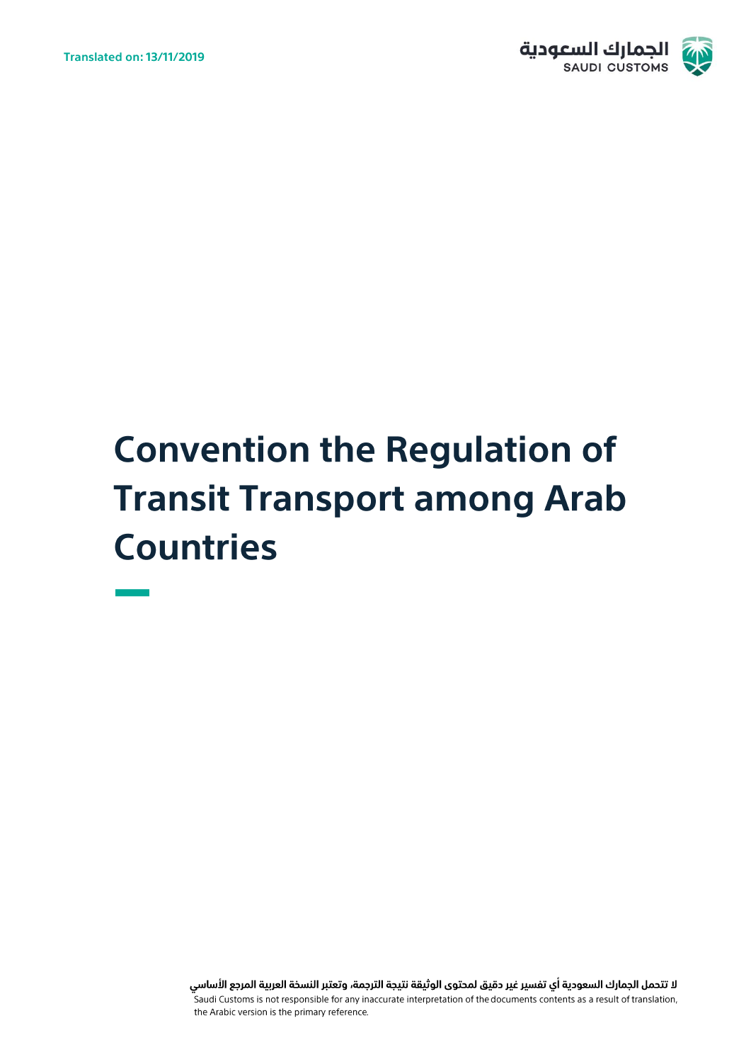Translated on: 13/11/2019

# Convention the Regulation of Transit Transport among Arab Countries

لا تتحمل الجمارك السعودية أي تفسير غير دقيق لمحتوى الوثيقة نتيجة الترجمة، وتعتبر النسخة العربية المرجع الأساسي

Saudi Customs is not responsible for any inaccurate interpretation of the documents contents as a result of translation, the Arabic version is the primary reference.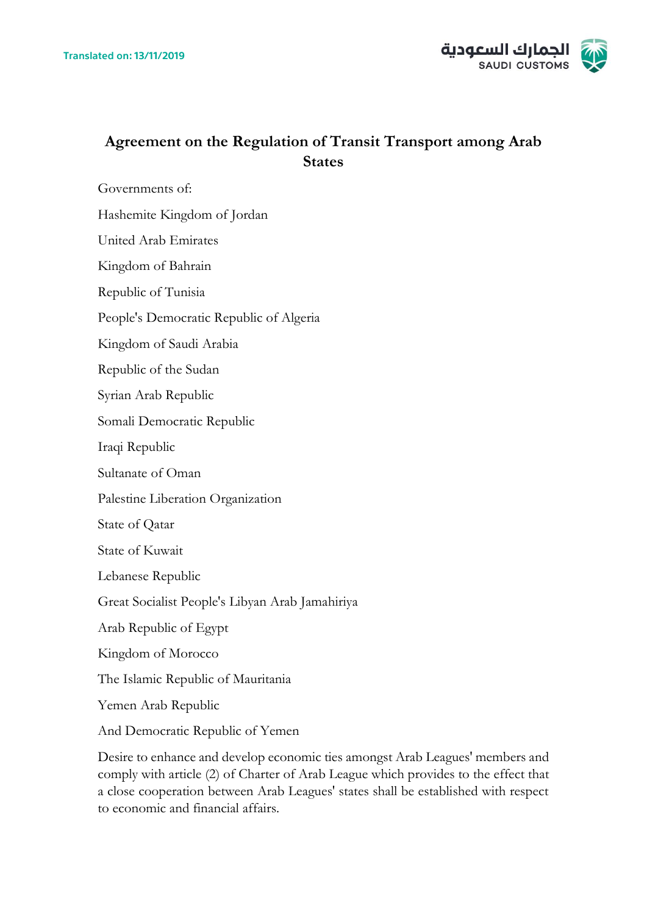# Agreement on the Regulation of Transit Transport among Arab States

Governments of:

Hashemite Kingdom of Jordan

United Arab Emirates

Kingdom of Bahrain

Republic of Tunisia

People's Democratic Republic of Algeria

Kingdom of Saudi Arabia

Republic of the Sudan

Syrian Arab Republic

Somali Democratic Republic

Iraqi Republic

Sultanate of Oman

Palestine Liberation Organization

State of Qatar

State of Kuwait

Lebanese Republic

Great Socialist People's Libyan Arab Jamahiriya

Arab Republic of Egypt

Kingdom of Morocco

The Islamic Republic of Mauritania

Yemen Arab Republic

And Democratic Republic of Yemen

Desire to enhance and develop economic ties amongst Arab Leagues' members and comply with article (2) of Charter of Arab League which provides to the effect that a close cooperation between Arab Leagues' states shall be established with respect to economic and financial affairs.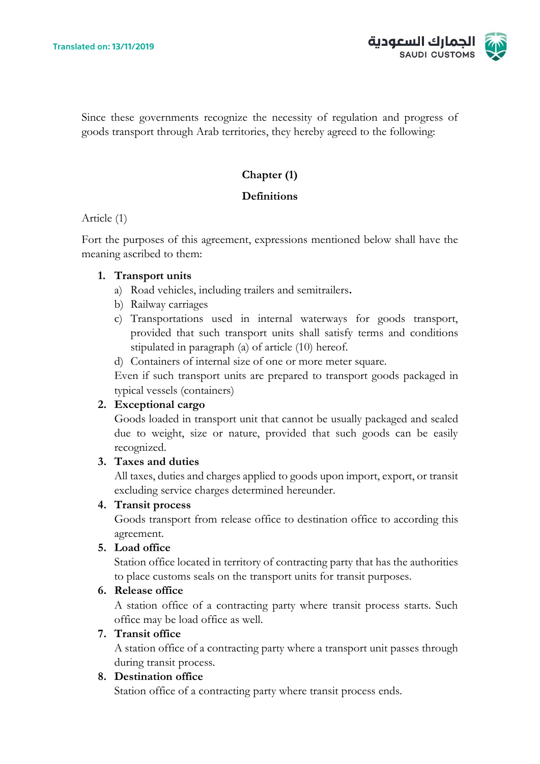Since these governments recognize the necessity of regulation and progress of goods transport through Arab territories, they hereby agreed to the following:

## Chapter (1)

## Definitions

Article (1)

Fort the purposes of this agreement, expressions mentioned below shall have the meaning ascribed to them:

1. **Transport units**
   a) Road vehicles, including trailers and semitrailers.
   b) Railway carriages
   c) Transportations used in internal waterways for goods transport, provided that such transport units shall satisfy terms and conditions stipulated in paragraph (a) of article (10) hereof.
   d) Containers of internal size of one or more meter square.
   
   Even if such transport units are prepared to transport goods packaged in typical vessels (containers)
2. **Exceptional cargo**
   
   Goods loaded in transport unit that cannot be usually packaged and sealed due to weight, size or nature, provided that such goods can be easily recognized.
3. **Taxes and duties**
   
   All taxes, duties and charges applied to goods upon import, export, or transit excluding service charges determined hereunder.
4. **Transit process**
   
   Goods transport from release office to destination office to according this agreement.
5. **Load office**
   
   Station office located in territory of contracting party that has the authorities to place customs seals on the transport units for transit purposes.
6. **Release office**
   
   A station office of a contracting party where transit process starts. Such office may be load office as well.
7. **Transit office**
   
   A station office of a contracting party where a transport unit passes through during transit process.
8. **Destination office**
   
   Station office of a contracting party where transit process ends.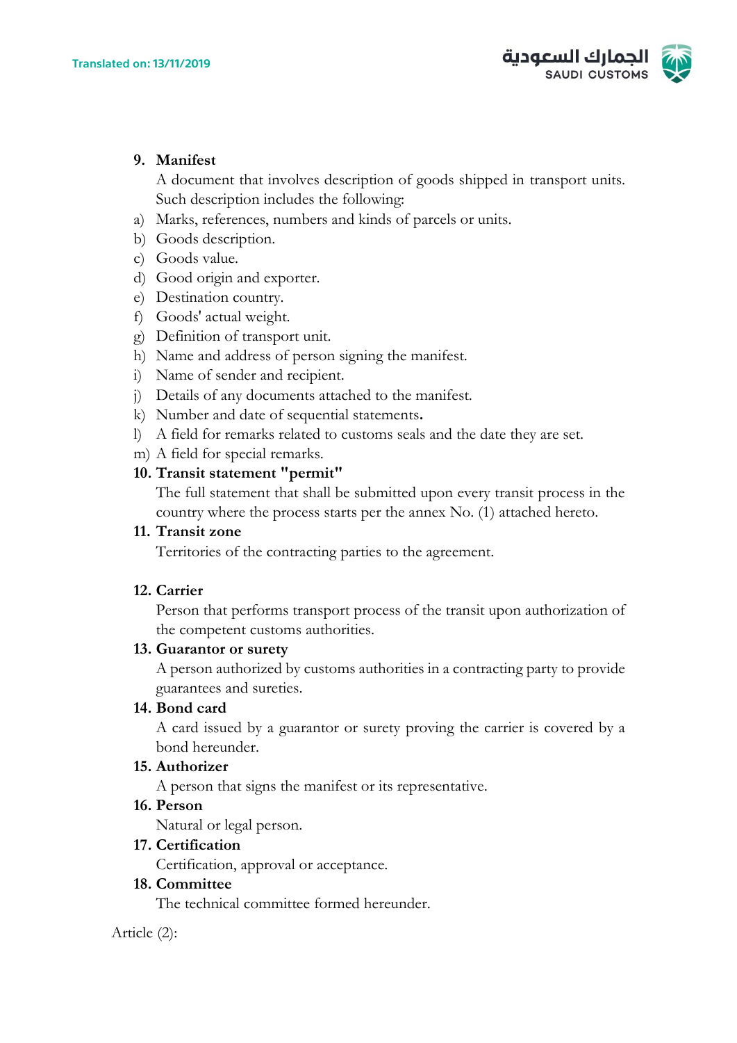**9. Manifest**

A document that involves description of goods shipped in transport units. Such description includes the following:

a) Marks, references, numbers and kinds of parcels or units.
b) Goods description.
c) Goods value.
d) Good origin and exporter.
e) Destination country.
f) Goods' actual weight.
g) Definition of transport unit.
h) Name and address of person signing the manifest.
i) Name of sender and recipient.
j) Details of any documents attached to the manifest.
k) Number and date of sequential statements**.**
l) A field for remarks related to customs seals and the date they are set.
m) A field for special remarks.

**10. Transit statement "permit"**

The full statement that shall be submitted upon every transit process in the country where the process starts per the annex No. (1) attached hereto.

**11. Transit zone**

Territories of the contracting parties to the agreement.

**12. Carrier**

Person that performs transport process of the transit upon authorization of the competent customs authorities.

**13. Guarantor or surety**

A person authorized by customs authorities in a contracting party to provide guarantees and sureties.

**14. Bond card**

A card issued by a guarantor or surety proving the carrier is covered by a bond hereunder.

**15. Authorizer**

A person that signs the manifest or its representative.

**16. Person**

Natural or legal person.

**17. Certification**

Certification, approval or acceptance.

**18. Committee**

The technical committee formed hereunder.

Article (2):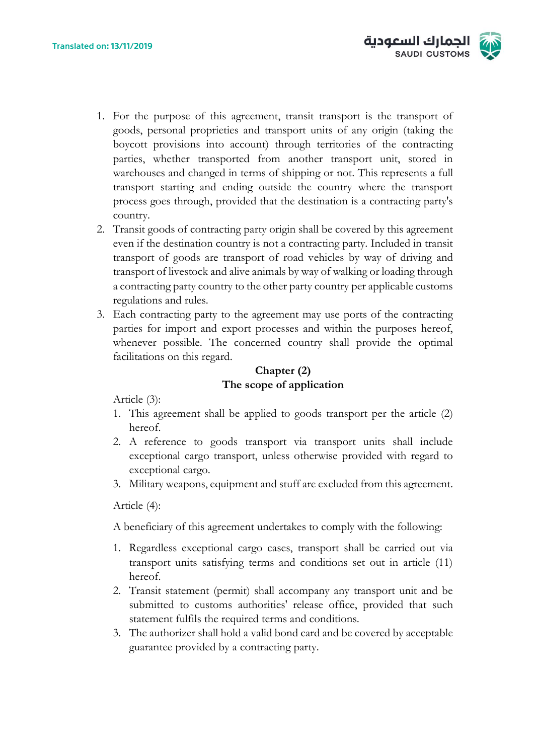1. For the purpose of this agreement, transit transport is the transport of goods, personal proprieties and transport units of any origin (taking the boycott provisions into account) through territories of the contracting parties, whether transported from another transport unit, stored in warehouses and changed in terms of shipping or not. This represents a full transport starting and ending outside the country where the transport process goes through, provided that the destination is a contracting party's country.
2. Transit goods of contracting party origin shall be covered by this agreement even if the destination country is not a contracting party. Included in transit transport of goods are transport of road vehicles by way of driving and transport of livestock and alive animals by way of walking or loading through a contracting party country to the other party country per applicable customs regulations and rules.
3. Each contracting party to the agreement may use ports of the contracting parties for import and export processes and within the purposes hereof, whenever possible. The concerned country shall provide the optimal facilitations on this regard.

## Chapter (2)
## The scope of application

Article (3):

1. This agreement shall be applied to goods transport per the article (2) hereof.
2. A reference to goods transport via transport units shall include exceptional cargo transport, unless otherwise provided with regard to exceptional cargo.
3. Military weapons, equipment and stuff are excluded from this agreement.

Article (4):

A beneficiary of this agreement undertakes to comply with the following:

1. Regardless exceptional cargo cases, transport shall be carried out via transport units satisfying terms and conditions set out in article (11) hereof.
2. Transit statement (permit) shall accompany any transport unit and be submitted to customs authorities' release office, provided that such statement fulfils the required terms and conditions.
3. The authorizer shall hold a valid bond card and be covered by acceptable guarantee provided by a contracting party.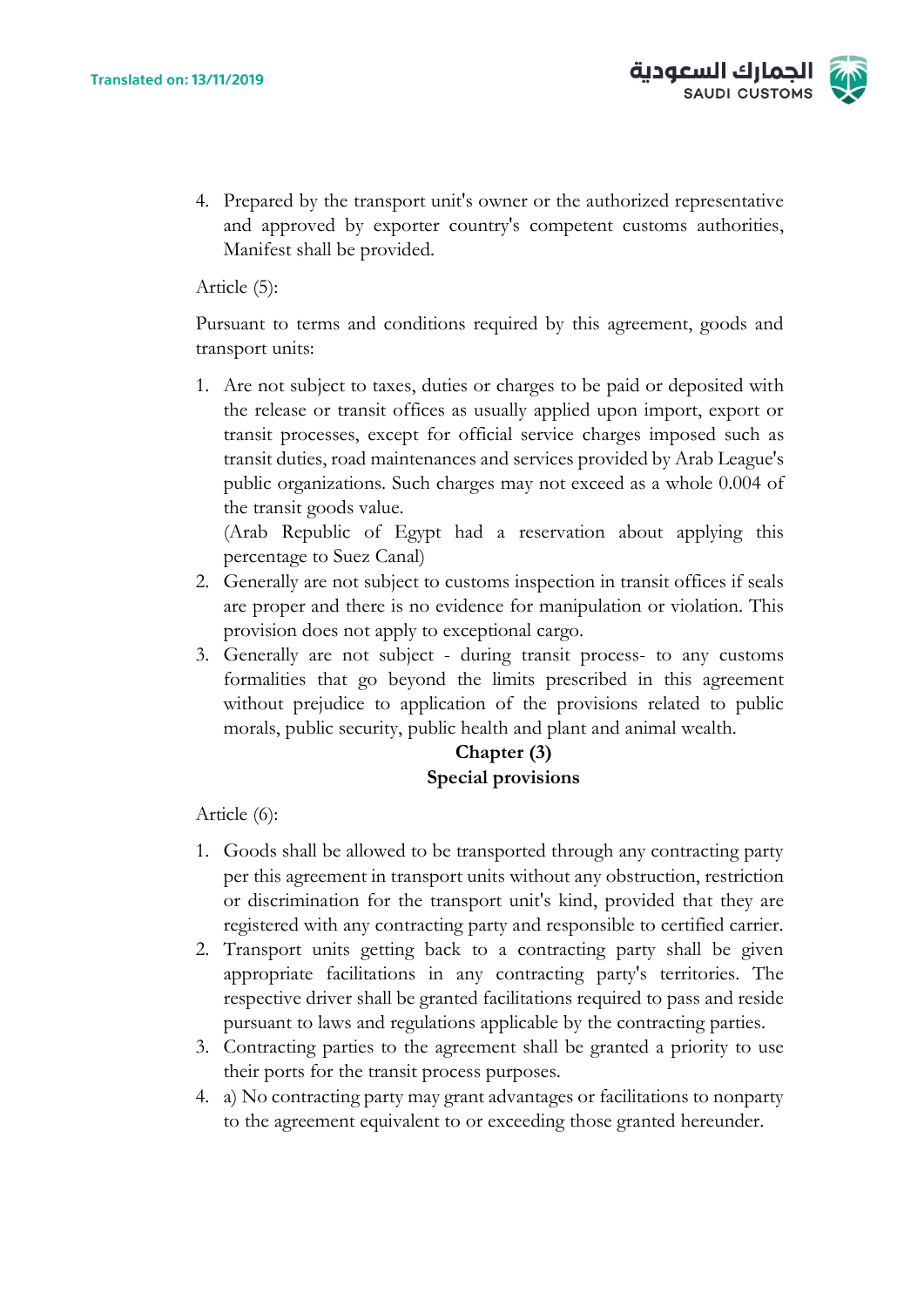4. Prepared by the transport unit's owner or the authorized representative and approved by exporter country's competent customs authorities, Manifest shall be provided.

Article (5):

Pursuant to terms and conditions required by this agreement, goods and transport units:

1. Are not subject to taxes, duties or charges to be paid or deposited with the release or transit offices as usually applied upon import, export or transit processes, except for official service charges imposed such as transit duties, road maintenances and services provided by Arab League's public organizations. Such charges may not exceed as a whole 0.004 of the transit goods value.
   (Arab Republic of Egypt had a reservation about applying this percentage to Suez Canal)
2. Generally are not subject to customs inspection in transit offices if seals are proper and there is no evidence for manipulation or violation. This provision does not apply to exceptional cargo.
3. Generally are not subject - during transit process- to any customs formalities that go beyond the limits prescribed in this agreement without prejudice to application of the provisions related to public morals, public security, public health and plant and animal wealth.

## Chapter (3)
## Special provisions

Article (6):

1. Goods shall be allowed to be transported through any contracting party per this agreement in transport units without any obstruction, restriction or discrimination for the transport unit's kind, provided that they are registered with any contracting party and responsible to certified carrier.
2. Transport units getting back to a contracting party shall be given appropriate facilitations in any contracting party's territories. The respective driver shall be granted facilitations required to pass and reside pursuant to laws and regulations applicable by the contracting parties.
3. Contracting parties to the agreement shall be granted a priority to use their ports for the transit process purposes.
4. a) No contracting party may grant advantages or facilitations to nonparty to the agreement equivalent to or exceeding those granted hereunder.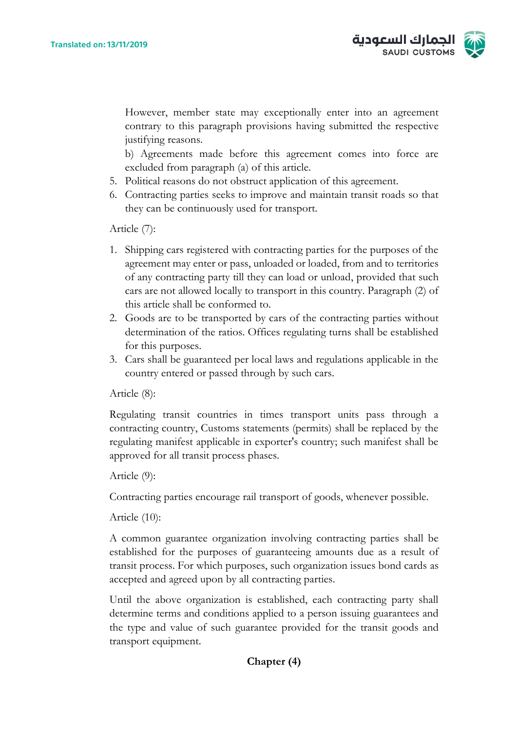However, member state may exceptionally enter into an agreement contrary to this paragraph provisions having submitted the respective justifying reasons.

b) Agreements made before this agreement comes into force are excluded from paragraph (a) of this article.

5. Political reasons do not obstruct application of this agreement.
6. Contracting parties seeks to improve and maintain transit roads so that they can be continuously used for transport.

Article (7):

1. Shipping cars registered with contracting parties for the purposes of the agreement may enter or pass, unloaded or loaded, from and to territories of any contracting party till they can load or unload, provided that such cars are not allowed locally to transport in this country. Paragraph (2) of this article shall be conformed to.
2. Goods are to be transported by cars of the contracting parties without determination of the ratios. Offices regulating turns shall be established for this purposes.
3. Cars shall be guaranteed per local laws and regulations applicable in the country entered or passed through by such cars.

Article (8):

Regulating transit countries in times transport units pass through a contracting country, Customs statements (permits) shall be replaced by the regulating manifest applicable in exporter's country; such manifest shall be approved for all transit process phases.

Article (9):

Contracting parties encourage rail transport of goods, whenever possible.

Article (10):

A common guarantee organization involving contracting parties shall be established for the purposes of guaranteeing amounts due as a result of transit process. For which purposes, such organization issues bond cards as accepted and agreed upon by all contracting parties.

Until the above organization is established, each contracting party shall determine terms and conditions applied to a person issuing guarantees and the type and value of such guarantee provided for the transit goods and transport equipment.

## Chapter (4)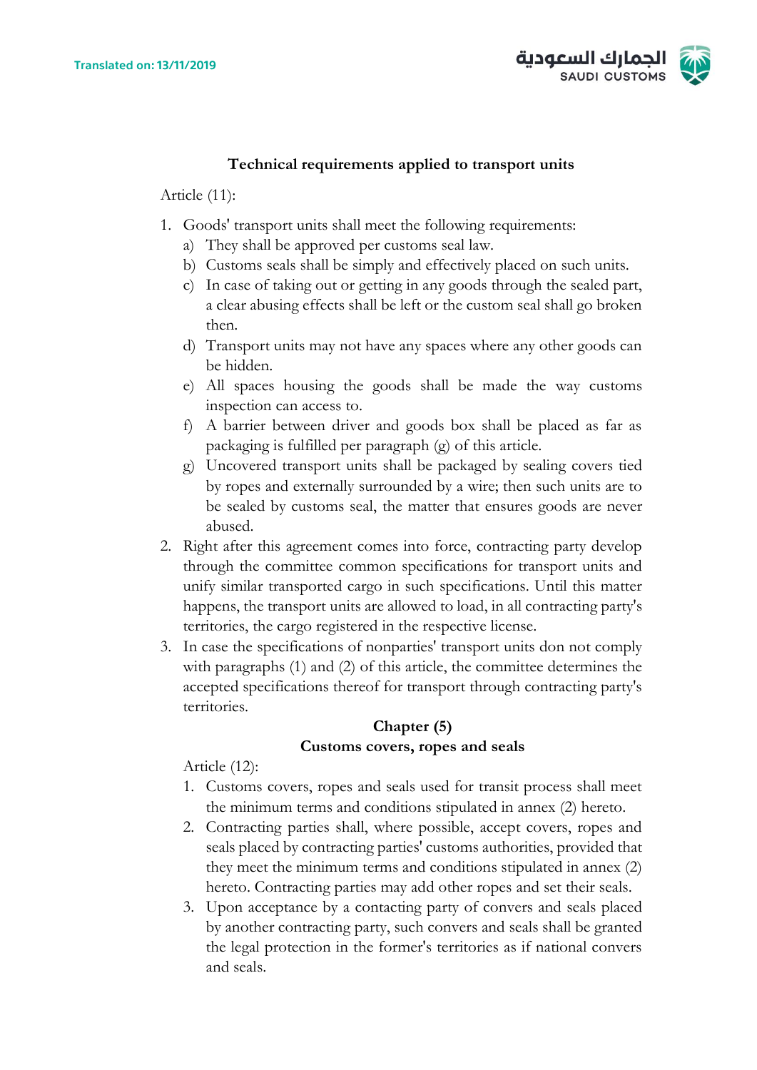### Technical requirements applied to transport units

Article (11):

1. Goods' transport units shall meet the following requirements:
   a) They shall be approved per customs seal law.
   b) Customs seals shall be simply and effectively placed on such units.
   c) In case of taking out or getting in any goods through the sealed part, a clear abusing effects shall be left or the custom seal shall go broken then.
   d) Transport units may not have any spaces where any other goods can be hidden.
   e) All spaces housing the goods shall be made the way customs inspection can access to.
   f) A barrier between driver and goods box shall be placed as far as packaging is fulfilled per paragraph (g) of this article.
   g) Uncovered transport units shall be packaged by sealing covers tied by ropes and externally surrounded by a wire; then such units are to be sealed by customs seal, the matter that ensures goods are never abused.
2. Right after this agreement comes into force, contracting party develop through the committee common specifications for transport units and unify similar transported cargo in such specifications. Until this matter happens, the transport units are allowed to load, in all contracting party's territories, the cargo registered in the respective license.
3. In case the specifications of nonparties' transport units don not comply with paragraphs (1) and (2) of this article, the committee determines the accepted specifications thereof for transport through contracting party's territories.

## Chapter (5)
## Customs covers, ropes and seals

Article (12):

1. Customs covers, ropes and seals used for transit process shall meet the minimum terms and conditions stipulated in annex (2) hereto.
2. Contracting parties shall, where possible, accept covers, ropes and seals placed by contracting parties' customs authorities, provided that they meet the minimum terms and conditions stipulated in annex (2) hereto. Contracting parties may add other ropes and set their seals.
3. Upon acceptance by a contacting party of convers and seals placed by another contracting party, such convers and seals shall be granted the legal protection in the former's territories as if national convers and seals.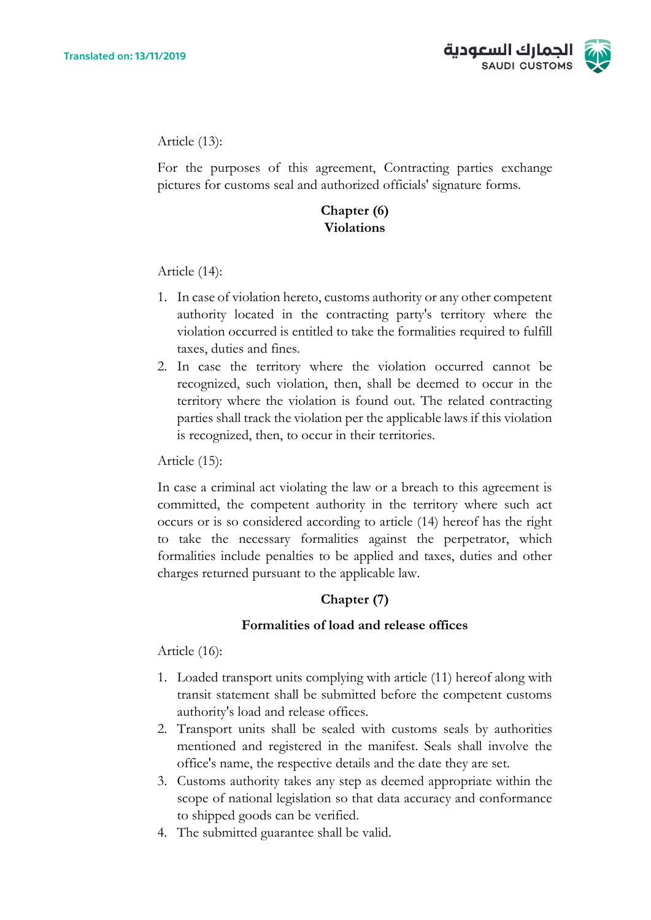Article (13):

For the purposes of this agreement, Contracting parties exchange pictures for customs seal and authorized officials' signature forms.

## Chapter (6)
## Violations

Article (14):

1. In case of violation hereto, customs authority or any other competent authority located in the contracting party's territory where the violation occurred is entitled to take the formalities required to fulfill taxes, duties and fines.
2. In case the territory where the violation occurred cannot be recognized, such violation, then, shall be deemed to occur in the territory where the violation is found out. The related contracting parties shall track the violation per the applicable laws if this violation is recognized, then, to occur in their territories.

Article (15):

In case a criminal act violating the law or a breach to this agreement is committed, the competent authority in the territory where such act occurs or is so considered according to article (14) hereof has the right to take the necessary formalities against the perpetrator, which formalities include penalties to be applied and taxes, duties and other charges returned pursuant to the applicable law.

## Chapter (7)

### Formalities of load and release offices

Article (16):

1. Loaded transport units complying with article (11) hereof along with transit statement shall be submitted before the competent customs authority's load and release offices.
2. Transport units shall be sealed with customs seals by authorities mentioned and registered in the manifest. Seals shall involve the office's name, the respective details and the date they are set.
3. Customs authority takes any step as deemed appropriate within the scope of national legislation so that data accuracy and conformance to shipped goods can be verified.
4. The submitted guarantee shall be valid.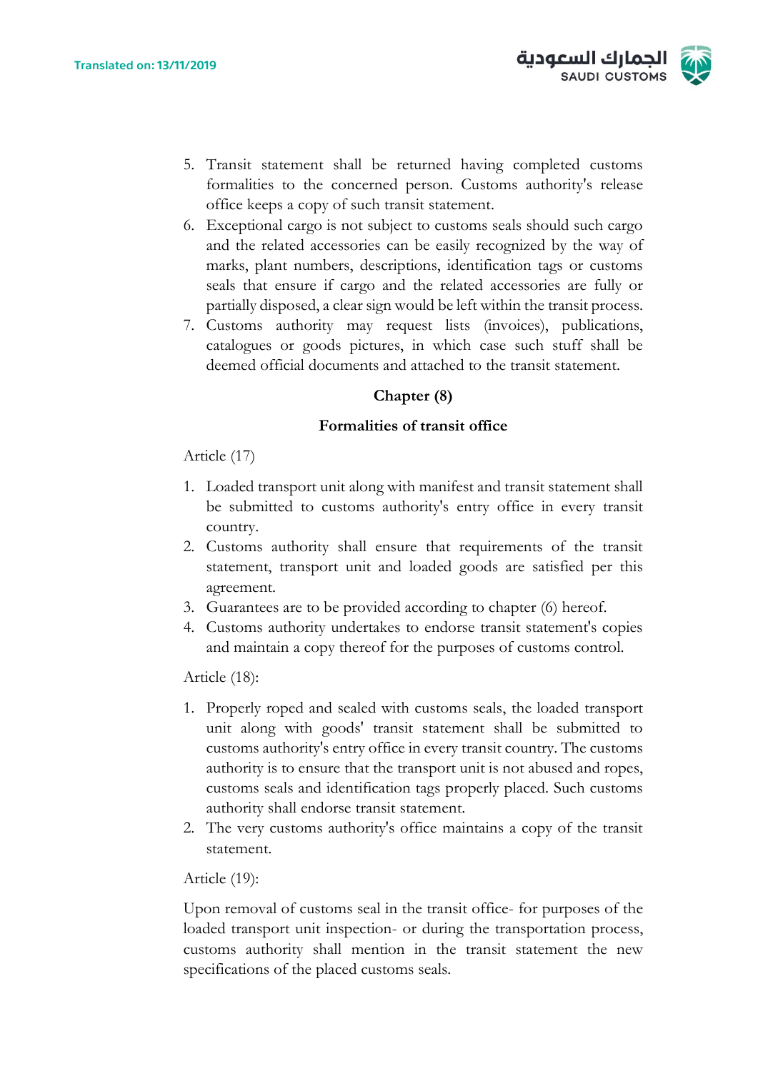5. Transit statement shall be returned having completed customs formalities to the concerned person. Customs authority's release office keeps a copy of such transit statement.
6. Exceptional cargo is not subject to customs seals should such cargo and the related accessories can be easily recognized by the way of marks, plant numbers, descriptions, identification tags or customs seals that ensure if cargo and the related accessories are fully or partially disposed, a clear sign would be left within the transit process.
7. Customs authority may request lists (invoices), publications, catalogues or goods pictures, in which case such stuff shall be deemed official documents and attached to the transit statement.

## Chapter (8)

### Formalities of transit office

Article (17)

1. Loaded transport unit along with manifest and transit statement shall be submitted to customs authority's entry office in every transit country.
2. Customs authority shall ensure that requirements of the transit statement, transport unit and loaded goods are satisfied per this agreement.
3. Guarantees are to be provided according to chapter (6) hereof.
4. Customs authority undertakes to endorse transit statement's copies and maintain a copy thereof for the purposes of customs control.

Article (18):

1. Properly roped and sealed with customs seals, the loaded transport unit along with goods' transit statement shall be submitted to customs authority's entry office in every transit country. The customs authority is to ensure that the transport unit is not abused and ropes, customs seals and identification tags properly placed. Such customs authority shall endorse transit statement.
2. The very customs authority's office maintains a copy of the transit statement.

Article (19):

Upon removal of customs seal in the transit office- for purposes of the loaded transport unit inspection- or during the transportation process, customs authority shall mention in the transit statement the new specifications of the placed customs seals.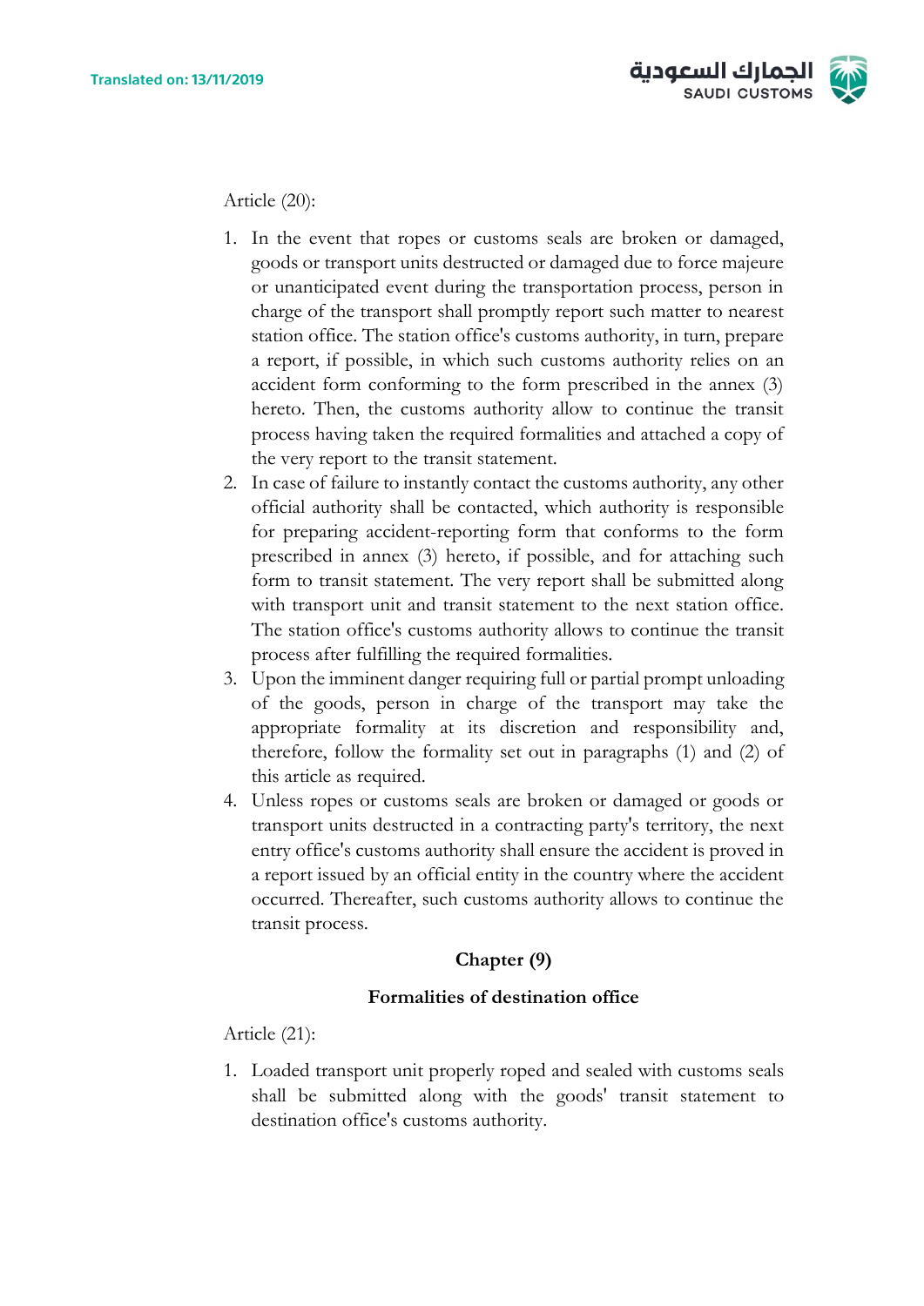Article (20):

1. In the event that ropes or customs seals are broken or damaged, goods or transport units destructed or damaged due to force majeure or unanticipated event during the transportation process, person in charge of the transport shall promptly report such matter to nearest station office. The station office's customs authority, in turn, prepare a report, if possible, in which such customs authority relies on an accident form conforming to the form prescribed in the annex (3) hereto. Then, the customs authority allow to continue the transit process having taken the required formalities and attached a copy of the very report to the transit statement.
2. In case of failure to instantly contact the customs authority, any other official authority shall be contacted, which authority is responsible for preparing accident-reporting form that conforms to the form prescribed in annex (3) hereto, if possible, and for attaching such form to transit statement. The very report shall be submitted along with transport unit and transit statement to the next station office. The station office's customs authority allows to continue the transit process after fulfilling the required formalities.
3. Upon the imminent danger requiring full or partial prompt unloading of the goods, person in charge of the transport may take the appropriate formality at its discretion and responsibility and, therefore, follow the formality set out in paragraphs (1) and (2) of this article as required.
4. Unless ropes or customs seals are broken or damaged or goods or transport units destructed in a contracting party's territory, the next entry office's customs authority shall ensure the accident is proved in a report issued by an official entity in the country where the accident occurred. Thereafter, such customs authority allows to continue the transit process.

## Chapter (9)

### Formalities of destination office

Article (21):

1. Loaded transport unit properly roped and sealed with customs seals shall be submitted along with the goods' transit statement to destination office's customs authority.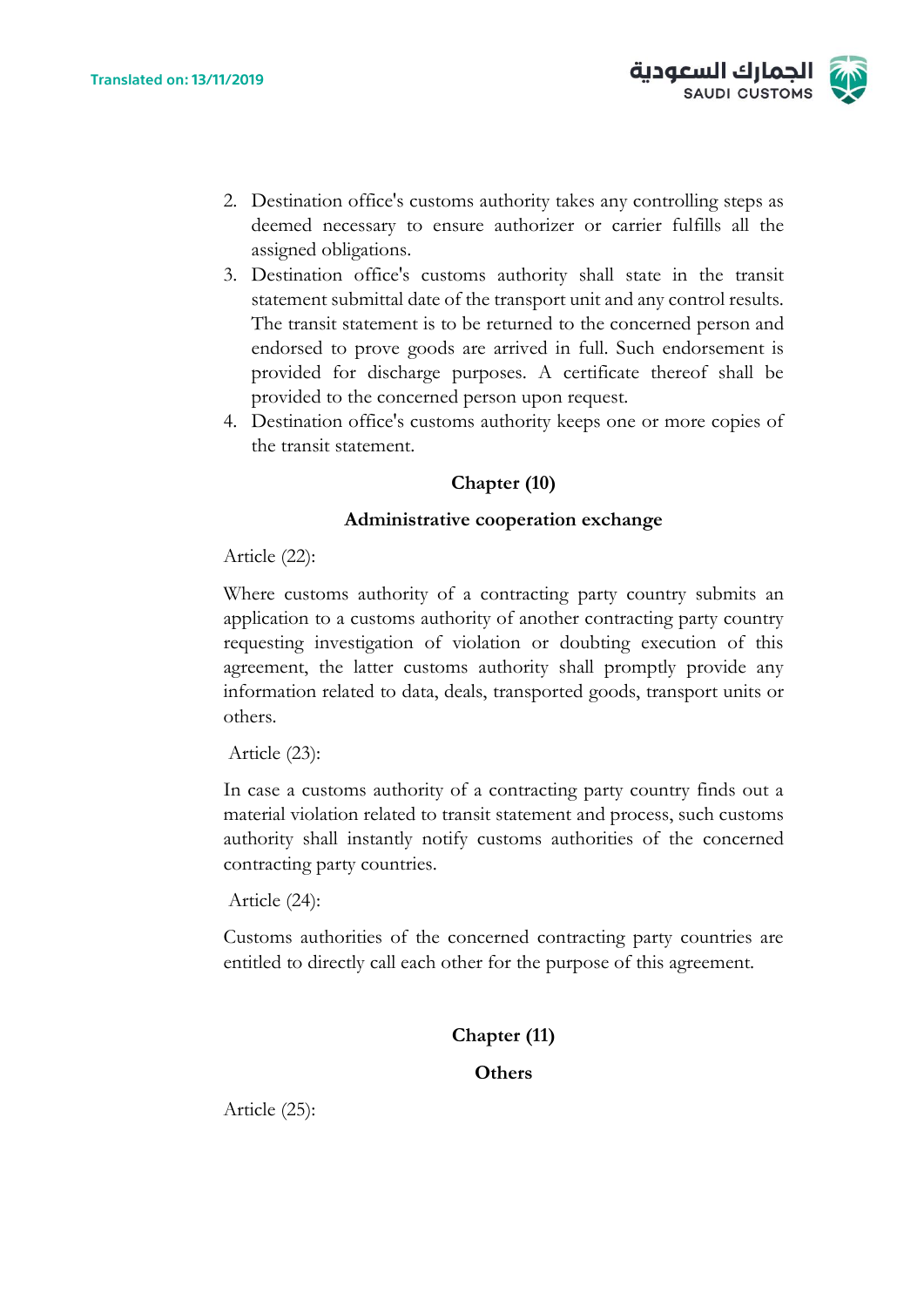2. Destination office's customs authority takes any controlling steps as deemed necessary to ensure authorizer or carrier fulfills all the assigned obligations.
3. Destination office's customs authority shall state in the transit statement submittal date of the transport unit and any control results. The transit statement is to be returned to the concerned person and endorsed to prove goods are arrived in full. Such endorsement is provided for discharge purposes. A certificate thereof shall be provided to the concerned person upon request.
4. Destination office's customs authority keeps one or more copies of the transit statement.

## Chapter (10)

### Administrative cooperation exchange

Article (22):

Where customs authority of a contracting party country submits an application to a customs authority of another contracting party country requesting investigation of violation or doubting execution of this agreement, the latter customs authority shall promptly provide any information related to data, deals, transported goods, transport units or others.

Article (23):

In case a customs authority of a contracting party country finds out a material violation related to transit statement and process, such customs authority shall instantly notify customs authorities of the concerned contracting party countries.

Article (24):

Customs authorities of the concerned contracting party countries are entitled to directly call each other for the purpose of this agreement.

## Chapter (11)

### Others

Article (25):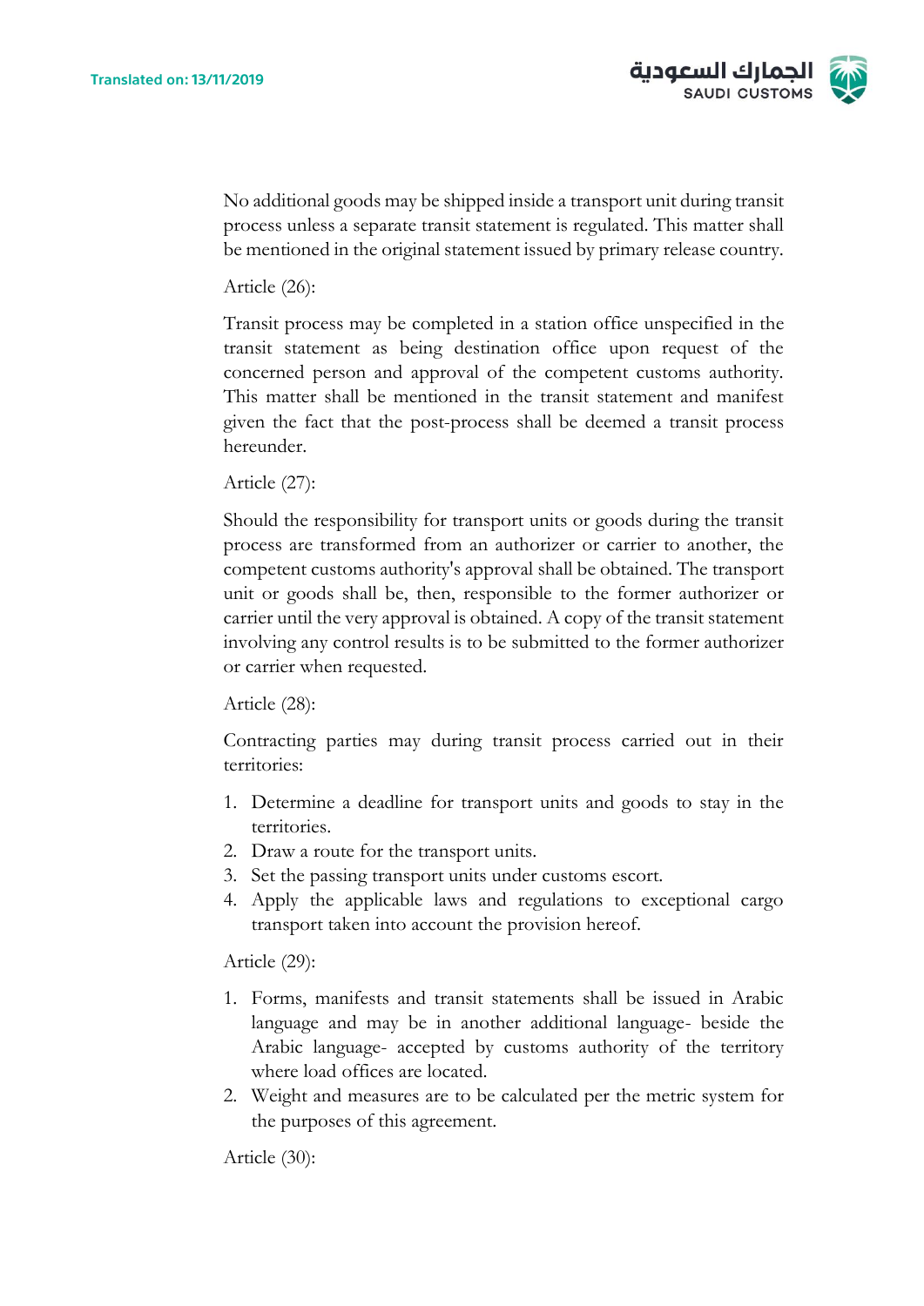No additional goods may be shipped inside a transport unit during transit process unless a separate transit statement is regulated. This matter shall be mentioned in the original statement issued by primary release country.

Article (26):

Transit process may be completed in a station office unspecified in the transit statement as being destination office upon request of the concerned person and approval of the competent customs authority. This matter shall be mentioned in the transit statement and manifest given the fact that the post-process shall be deemed a transit process hereunder.

Article (27):

Should the responsibility for transport units or goods during the transit process are transformed from an authorizer or carrier to another, the competent customs authority's approval shall be obtained. The transport unit or goods shall be, then, responsible to the former authorizer or carrier until the very approval is obtained. A copy of the transit statement involving any control results is to be submitted to the former authorizer or carrier when requested.

Article (28):

Contracting parties may during transit process carried out in their territories:

1. Determine a deadline for transport units and goods to stay in the territories.
2. Draw a route for the transport units.
3. Set the passing transport units under customs escort.
4. Apply the applicable laws and regulations to exceptional cargo transport taken into account the provision hereof.

Article (29):

1. Forms, manifests and transit statements shall be issued in Arabic language and may be in another additional language- beside the Arabic language- accepted by customs authority of the territory where load offices are located.
2. Weight and measures are to be calculated per the metric system for the purposes of this agreement.

Article (30):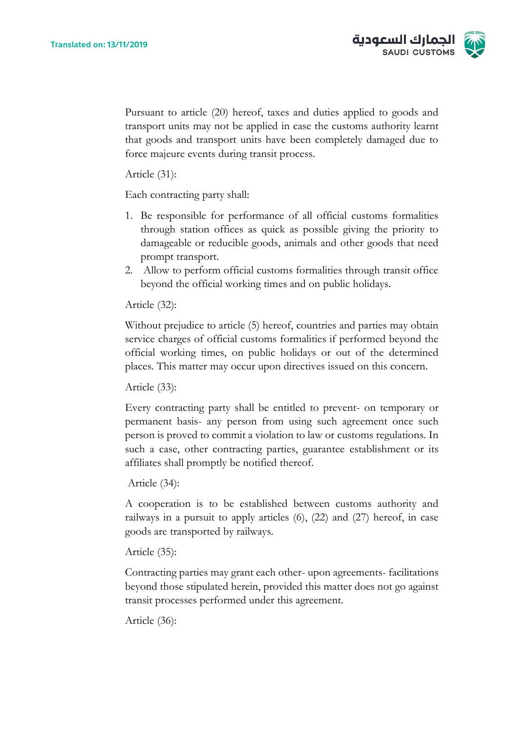Pursuant to article (20) hereof, taxes and duties applied to goods and transport units may not be applied in case the customs authority learnt that goods and transport units have been completely damaged due to force majeure events during transit process.

Article (31):

Each contracting party shall:

1. Be responsible for performance of all official customs formalities through station offices as quick as possible giving the priority to damageable or reducible goods, animals and other goods that need prompt transport.
2. Allow to perform official customs formalities through transit office beyond the official working times and on public holidays.

Article (32):

Without prejudice to article (5) hereof, countries and parties may obtain service charges of official customs formalities if performed beyond the official working times, on public holidays or out of the determined places. This matter may occur upon directives issued on this concern.

Article (33):

Every contracting party shall be entitled to prevent- on temporary or permanent basis- any person from using such agreement once such person is proved to commit a violation to law or customs regulations. In such a case, other contracting parties, guarantee establishment or its affiliates shall promptly be notified thereof.

Article (34):

A cooperation is to be established between customs authority and railways in a pursuit to apply articles (6), (22) and (27) hereof, in case goods are transported by railways.

Article (35):

Contracting parties may grant each other- upon agreements- facilitations beyond those stipulated herein, provided this matter does not go against transit processes performed under this agreement.

Article (36):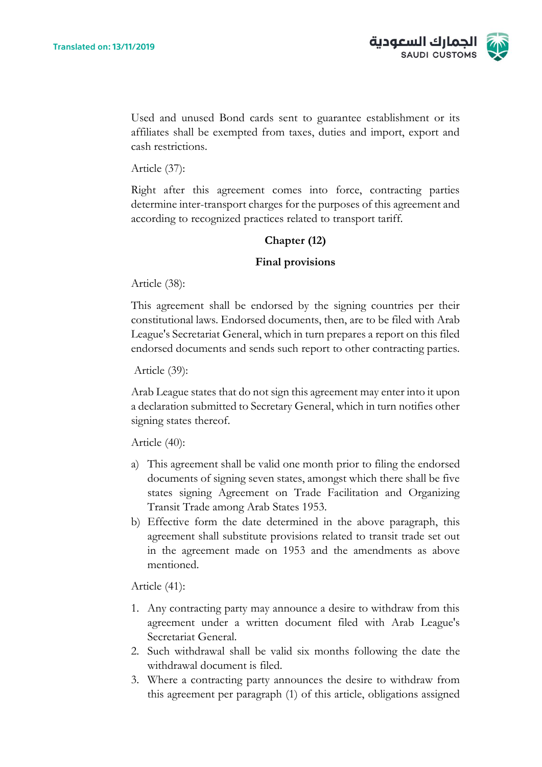Used and unused Bond cards sent to guarantee establishment or its affiliates shall be exempted from taxes, duties and import, export and cash restrictions.

Article (37):

Right after this agreement comes into force, contracting parties determine inter-transport charges for the purposes of this agreement and according to recognized practices related to transport tariff.

## Chapter (12)

## Final provisions

Article (38):

This agreement shall be endorsed by the signing countries per their constitutional laws. Endorsed documents, then, are to be filed with Arab League's Secretariat General, which in turn prepares a report on this filed endorsed documents and sends such report to other contracting parties.

Article (39):

Arab League states that do not sign this agreement may enter into it upon a declaration submitted to Secretary General, which in turn notifies other signing states thereof.

Article (40):

a) This agreement shall be valid one month prior to filing the endorsed documents of signing seven states, amongst which there shall be five states signing Agreement on Trade Facilitation and Organizing Transit Trade among Arab States 1953.
b) Effective form the date determined in the above paragraph, this agreement shall substitute provisions related to transit trade set out in the agreement made on 1953 and the amendments as above mentioned.

Article (41):

1. Any contracting party may announce a desire to withdraw from this agreement under a written document filed with Arab League's Secretariat General.
2. Such withdrawal shall be valid six months following the date the withdrawal document is filed.
3. Where a contracting party announces the desire to withdraw from this agreement per paragraph (1) of this article, obligations assigned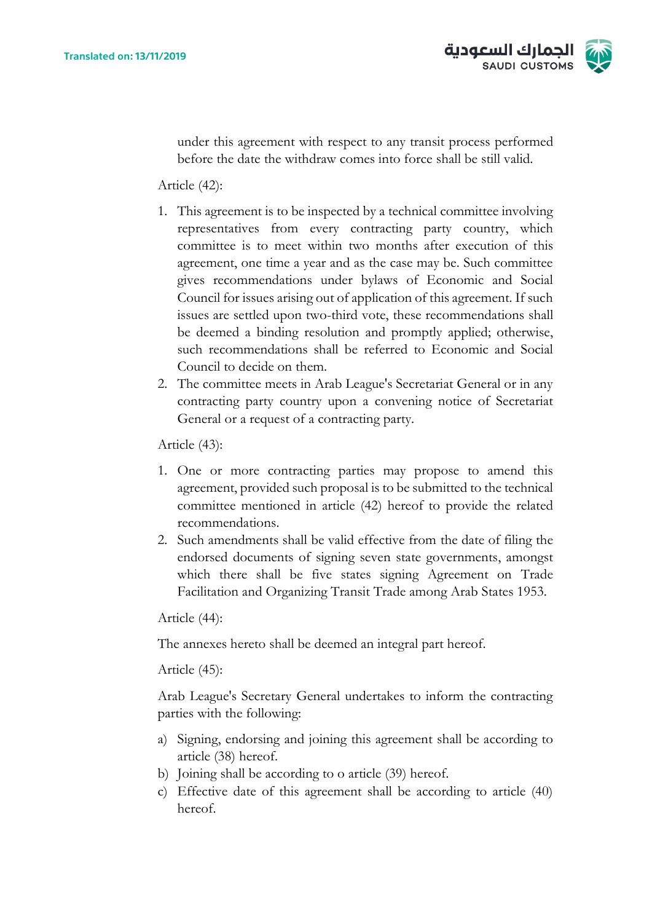under this agreement with respect to any transit process performed before the date the withdraw comes into force shall be still valid.

Article (42):

1. This agreement is to be inspected by a technical committee involving representatives from every contracting party country, which committee is to meet within two months after execution of this agreement, one time a year and as the case may be. Such committee gives recommendations under bylaws of Economic and Social Council for issues arising out of application of this agreement. If such issues are settled upon two-third vote, these recommendations shall be deemed a binding resolution and promptly applied; otherwise, such recommendations shall be referred to Economic and Social Council to decide on them.
2. The committee meets in Arab League's Secretariat General or in any contracting party country upon a convening notice of Secretariat General or a request of a contracting party.

Article (43):

1. One or more contracting parties may propose to amend this agreement, provided such proposal is to be submitted to the technical committee mentioned in article (42) hereof to provide the related recommendations.
2. Such amendments shall be valid effective from the date of filing the endorsed documents of signing seven state governments, amongst which there shall be five states signing Agreement on Trade Facilitation and Organizing Transit Trade among Arab States 1953.

Article (44):

The annexes hereto shall be deemed an integral part hereof.

Article (45):

Arab League's Secretary General undertakes to inform the contracting parties with the following:

a) Signing, endorsing and joining this agreement shall be according to article (38) hereof.
b) Joining shall be according to o article (39) hereof.
c) Effective date of this agreement shall be according to article (40) hereof.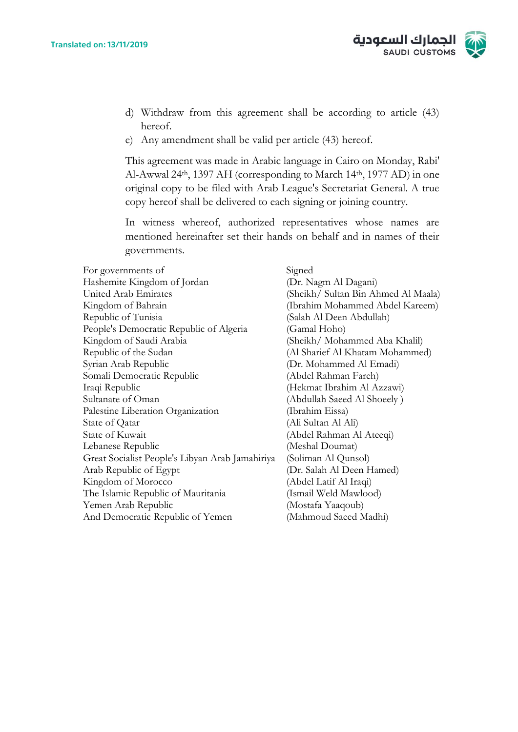d) Withdraw from this agreement shall be according to article (43) hereof.
e) Any amendment shall be valid per article (43) hereof.

This agreement was made in Arabic language in Cairo on Monday, Rabi' Al-Awwal 24th, 1397 AH (corresponding to March 14th, 1977 AD) in one original copy to be filed with Arab League's Secretariat General. A true copy hereof shall be delivered to each signing or joining country.

In witness whereof, authorized representatives whose names are mentioned hereinafter set their hands on behalf and in names of their governments.

| For governments of | Signed |
|---|---|
| Hashemite Kingdom of Jordan | (Dr. Nagm Al Dagani) |
| United Arab Emirates | (Sheikh/ Sultan Bin Ahmed Al Maala) |
| Kingdom of Bahrain | (Ibrahim Mohammed Abdel Kareem) |
| Republic of Tunisia | (Salah Al Deen Abdullah) |
| People's Democratic Republic of Algeria | (Gamal Hoho) |
| Kingdom of Saudi Arabia | (Sheikh/ Mohammed Aba Khalil) |
| Republic of the Sudan | (Al Sharief Al Khatam Mohammed) |
| Syrian Arab Republic | (Dr. Mohammed Al Emadi) |
| Somali Democratic Republic | (Abdel Rahman Fareh) |
| Iraqi Republic | (Hekmat Ibrahim Al Azzawi) |
| Sultanate of Oman | (Abdullah Saeed Al Shoeely ) |
| Palestine Liberation Organization | (Ibrahim Eissa) |
| State of Qatar | (Ali Sultan Al Ali) |
| State of Kuwait | (Abdel Rahman Al Ateeqi) |
| Lebanese Republic | (Meshal Doumat) |
| Great Socialist People's Libyan Arab Jamahiriya | (Soliman Al Qunsol) |
| Arab Republic of Egypt | (Dr. Salah Al Deen Hamed) |
| Kingdom of Morocco | (Abdel Latif Al Iraqi) |
| The Islamic Republic of Mauritania | (Ismail Weld Mawlood) |
| Yemen Arab Republic | (Mostafa Yaaqoub) |
| And Democratic Republic of Yemen | (Mahmoud Saeed Madhi) |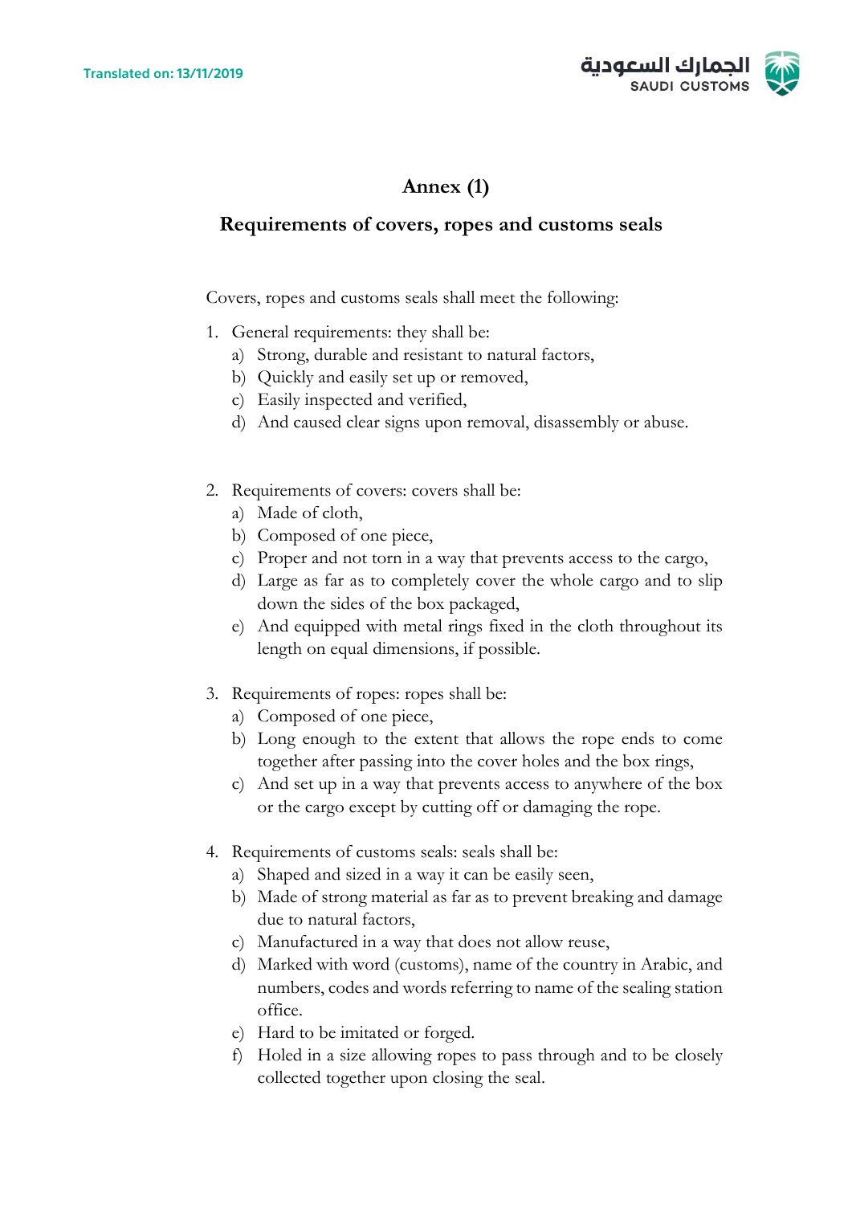# Annex (1)

## Requirements of covers, ropes and customs seals

Covers, ropes and customs seals shall meet the following:

1. General requirements: they shall be:
   a) Strong, durable and resistant to natural factors,
   b) Quickly and easily set up or removed,
   c) Easily inspected and verified,
   d) And caused clear signs upon removal, disassembly or abuse.

2. Requirements of covers: covers shall be:
   a) Made of cloth,
   b) Composed of one piece,
   c) Proper and not torn in a way that prevents access to the cargo,
   d) Large as far as to completely cover the whole cargo and to slip down the sides of the box packaged,
   e) And equipped with metal rings fixed in the cloth throughout its length on equal dimensions, if possible.

3. Requirements of ropes: ropes shall be:
   a) Composed of one piece,
   b) Long enough to the extent that allows the rope ends to come together after passing into the cover holes and the box rings,
   c) And set up in a way that prevents access to anywhere of the box or the cargo except by cutting off or damaging the rope.

4. Requirements of customs seals: seals shall be:
   a) Shaped and sized in a way it can be easily seen,
   b) Made of strong material as far as to prevent breaking and damage due to natural factors,
   c) Manufactured in a way that does not allow reuse,
   d) Marked with word (customs), name of the country in Arabic, and numbers, codes and words referring to name of the sealing station office.
   e) Hard to be imitated or forged.
   f) Holed in a size allowing ropes to pass through and to be closely collected together upon closing the seal.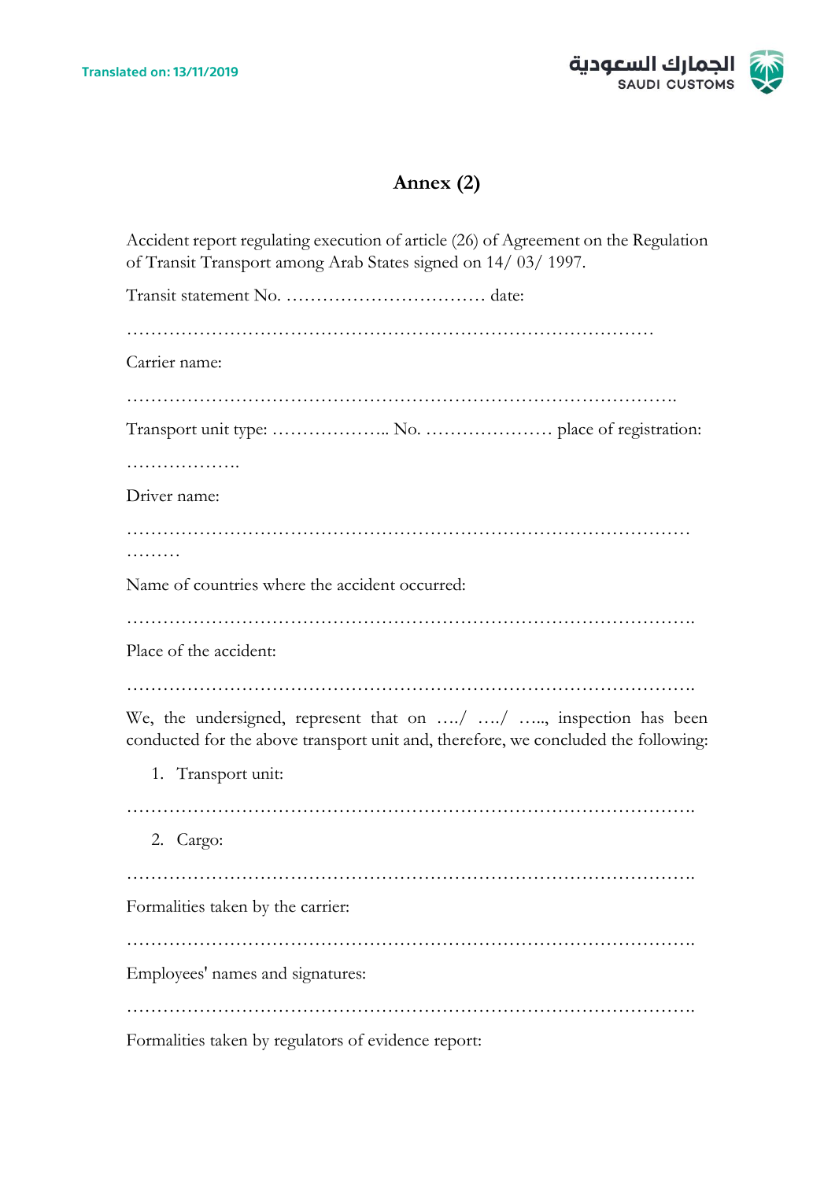# Annex (2)

Accident report regulating execution of article (26) of Agreement on the Regulation of Transit Transport among Arab States signed on 14/ 03/ 1997.

Transit statement No. …………………………… date:

……………………………………………………………………………

Carrier name:

…………………………………………………………………………….

Transport unit type: ……………….. No. ………………… place of registration:

……………….

Driver name:

………………………………………………………………………………
………

Name of countries where the accident occurred:

……………………………………………………………………………….

Place of the accident:

……………………………………………………………………………….

We, the undersigned, represent that on …./ …./ ….., inspection has been conducted for the above transport unit and, therefore, we concluded the following:

1. Transport unit:

……………………………………………………………………………….

2. Cargo:

……………………………………………………………………………….

Formalities taken by the carrier:

……………………………………………………………………………….

Employees' names and signatures:

……………………………………………………………………………….

Formalities taken by regulators of evidence report: